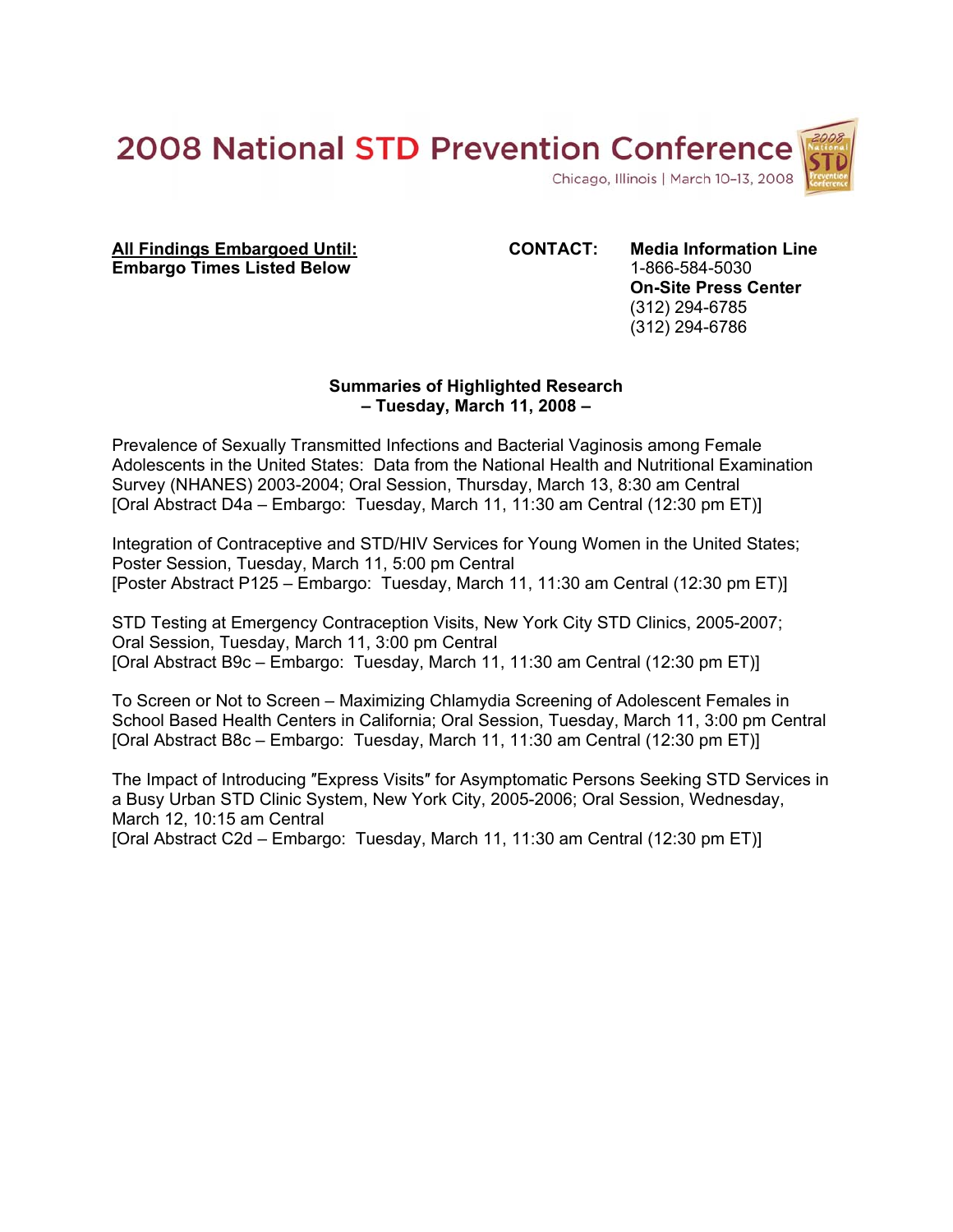# 2008 National STD Prevention Conference

Chicago, Illinois | March 10–13, 2008

**All Findings Embargoed Until:**
**Embargo Times Listed Below**

**CONTACT:** **Media Information Line**
1-866-584-5030
**On-Site Press Center**
(312) 294-6785
(312) 294-6786

**Summaries of Highlighted Research**
**– Tuesday, March 11, 2008 –**

Prevalence of Sexually Transmitted Infections and Bacterial Vaginosis among Female Adolescents in the United States: Data from the National Health and Nutritional Examination Survey (NHANES) 2003-2004; Oral Session, Thursday, March 13, 8:30 am Central
[Oral Abstract D4a – Embargo: Tuesday, March 11, 11:30 am Central (12:30 pm ET)]

Integration of Contraceptive and STD/HIV Services for Young Women in the United States; Poster Session, Tuesday, March 11, 5:00 pm Central
[Poster Abstract P125 – Embargo: Tuesday, March 11, 11:30 am Central (12:30 pm ET)]

STD Testing at Emergency Contraception Visits, New York City STD Clinics, 2005-2007; Oral Session, Tuesday, March 11, 3:00 pm Central
[Oral Abstract B9c – Embargo: Tuesday, March 11, 11:30 am Central (12:30 pm ET)]

To Screen or Not to Screen – Maximizing Chlamydia Screening of Adolescent Females in School Based Health Centers in California; Oral Session, Tuesday, March 11, 3:00 pm Central
[Oral Abstract B8c – Embargo: Tuesday, March 11, 11:30 am Central (12:30 pm ET)]

The Impact of Introducing "Express Visits" for Asymptomatic Persons Seeking STD Services in a Busy Urban STD Clinic System, New York City, 2005-2006; Oral Session, Wednesday, March 12, 10:15 am Central
[Oral Abstract C2d – Embargo: Tuesday, March 11, 11:30 am Central (12:30 pm ET)]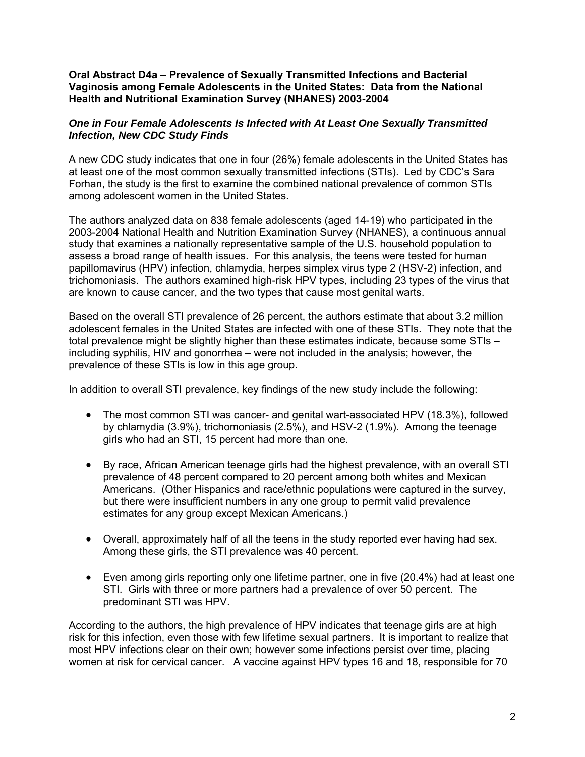**Oral Abstract D4a – Prevalence of Sexually Transmitted Infections and Bacterial Vaginosis among Female Adolescents in the United States: Data from the National Health and Nutritional Examination Survey (NHANES) 2003-2004**

***One in Four Female Adolescents Is Infected with At Least One Sexually Transmitted Infection, New CDC Study Finds***

A new CDC study indicates that one in four (26%) female adolescents in the United States has at least one of the most common sexually transmitted infections (STIs). Led by CDC's Sara Forhan, the study is the first to examine the combined national prevalence of common STIs among adolescent women in the United States.

The authors analyzed data on 838 female adolescents (aged 14-19) who participated in the 2003-2004 National Health and Nutrition Examination Survey (NHANES), a continuous annual study that examines a nationally representative sample of the U.S. household population to assess a broad range of health issues. For this analysis, the teens were tested for human papillomavirus (HPV) infection, chlamydia, herpes simplex virus type 2 (HSV-2) infection, and trichomoniasis. The authors examined high-risk HPV types, including 23 types of the virus that are known to cause cancer, and the two types that cause most genital warts.

Based on the overall STI prevalence of 26 percent, the authors estimate that about 3.2 million adolescent females in the United States are infected with one of these STIs. They note that the total prevalence might be slightly higher than these estimates indicate, because some STIs – including syphilis, HIV and gonorrhea – were not included in the analysis; however, the prevalence of these STIs is low in this age group.

In addition to overall STI prevalence, key findings of the new study include the following:

- The most common STI was cancer- and genital wart-associated HPV (18.3%), followed by chlamydia (3.9%), trichomoniasis (2.5%), and HSV-2 (1.9%). Among the teenage girls who had an STI, 15 percent had more than one.
- By race, African American teenage girls had the highest prevalence, with an overall STI prevalence of 48 percent compared to 20 percent among both whites and Mexican Americans. (Other Hispanics and race/ethnic populations were captured in the survey, but there were insufficient numbers in any one group to permit valid prevalence estimates for any group except Mexican Americans.)
- Overall, approximately half of all the teens in the study reported ever having had sex. Among these girls, the STI prevalence was 40 percent.
- Even among girls reporting only one lifetime partner, one in five (20.4%) had at least one STI. Girls with three or more partners had a prevalence of over 50 percent. The predominant STI was HPV.

According to the authors, the high prevalence of HPV indicates that teenage girls are at high risk for this infection, even those with few lifetime sexual partners. It is important to realize that most HPV infections clear on their own; however some infections persist over time, placing women at risk for cervical cancer. A vaccine against HPV types 16 and 18, responsible for 70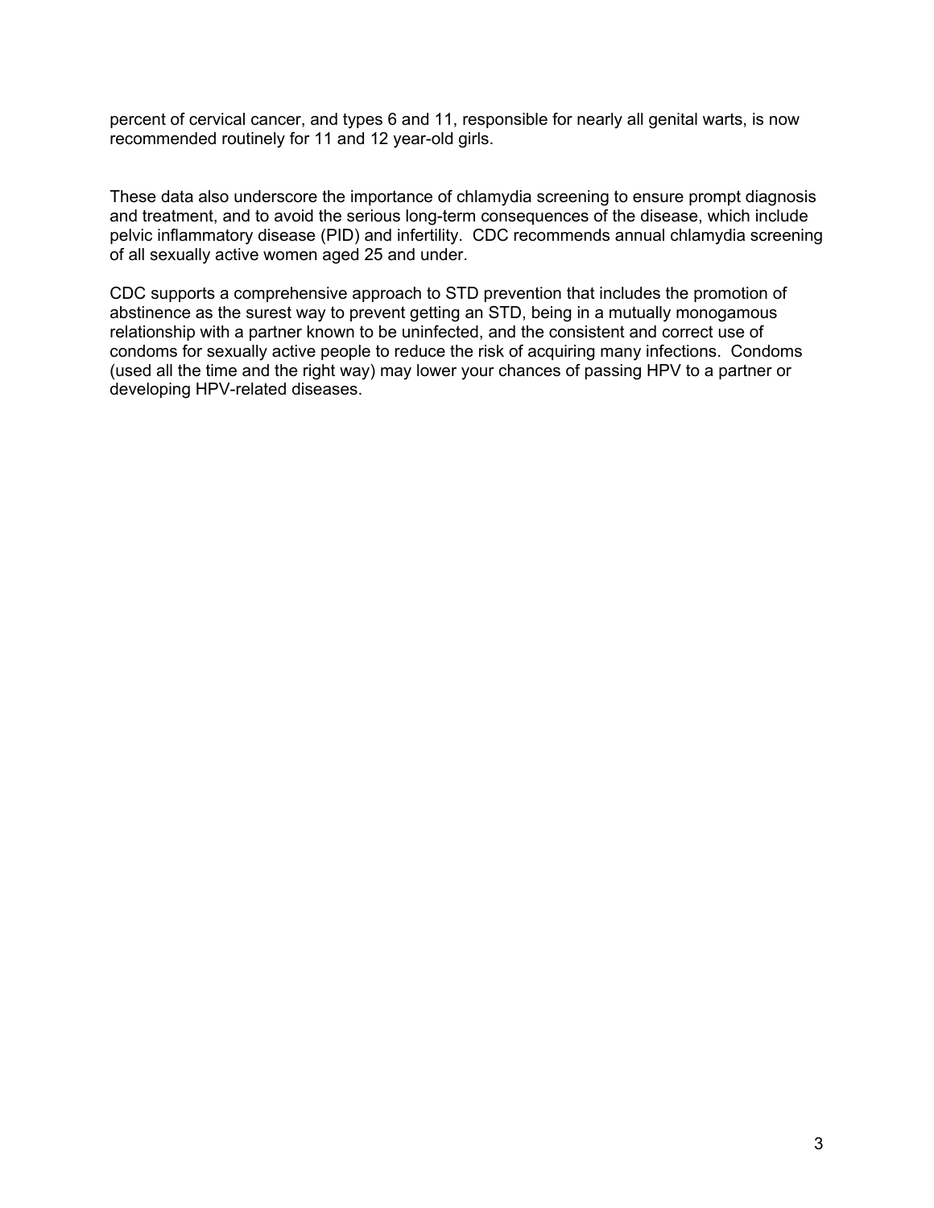percent of cervical cancer, and types 6 and 11, responsible for nearly all genital warts, is now recommended routinely for 11 and 12 year-old girls.

These data also underscore the importance of chlamydia screening to ensure prompt diagnosis and treatment, and to avoid the serious long-term consequences of the disease, which include pelvic inflammatory disease (PID) and infertility. CDC recommends annual chlamydia screening of all sexually active women aged 25 and under.

CDC supports a comprehensive approach to STD prevention that includes the promotion of abstinence as the surest way to prevent getting an STD, being in a mutually monogamous relationship with a partner known to be uninfected, and the consistent and correct use of condoms for sexually active people to reduce the risk of acquiring many infections. Condoms (used all the time and the right way) may lower your chances of passing HPV to a partner or developing HPV-related diseases.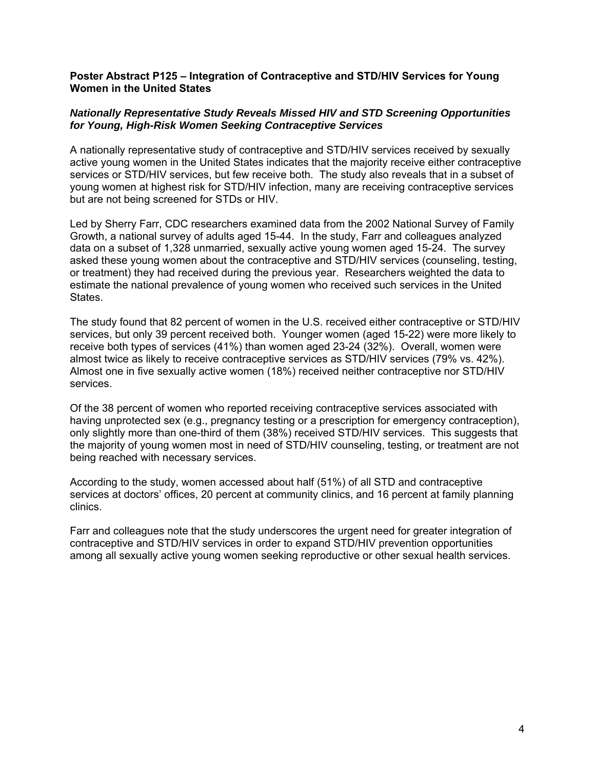**Poster Abstract P125 – Integration of Contraceptive and STD/HIV Services for Young Women in the United States**

***Nationally Representative Study Reveals Missed HIV and STD Screening Opportunities for Young, High-Risk Women Seeking Contraceptive Services***

A nationally representative study of contraceptive and STD/HIV services received by sexually active young women in the United States indicates that the majority receive either contraceptive services or STD/HIV services, but few receive both. The study also reveals that in a subset of young women at highest risk for STD/HIV infection, many are receiving contraceptive services but are not being screened for STDs or HIV.

Led by Sherry Farr, CDC researchers examined data from the 2002 National Survey of Family Growth, a national survey of adults aged 15-44. In the study, Farr and colleagues analyzed data on a subset of 1,328 unmarried, sexually active young women aged 15-24. The survey asked these young women about the contraceptive and STD/HIV services (counseling, testing, or treatment) they had received during the previous year. Researchers weighted the data to estimate the national prevalence of young women who received such services in the United States.

The study found that 82 percent of women in the U.S. received either contraceptive or STD/HIV services, but only 39 percent received both. Younger women (aged 15-22) were more likely to receive both types of services (41%) than women aged 23-24 (32%). Overall, women were almost twice as likely to receive contraceptive services as STD/HIV services (79% vs. 42%). Almost one in five sexually active women (18%) received neither contraceptive nor STD/HIV services.

Of the 38 percent of women who reported receiving contraceptive services associated with having unprotected sex (e.g., pregnancy testing or a prescription for emergency contraception), only slightly more than one-third of them (38%) received STD/HIV services. This suggests that the majority of young women most in need of STD/HIV counseling, testing, or treatment are not being reached with necessary services.

According to the study, women accessed about half (51%) of all STD and contraceptive services at doctors' offices, 20 percent at community clinics, and 16 percent at family planning clinics.

Farr and colleagues note that the study underscores the urgent need for greater integration of contraceptive and STD/HIV services in order to expand STD/HIV prevention opportunities among all sexually active young women seeking reproductive or other sexual health services.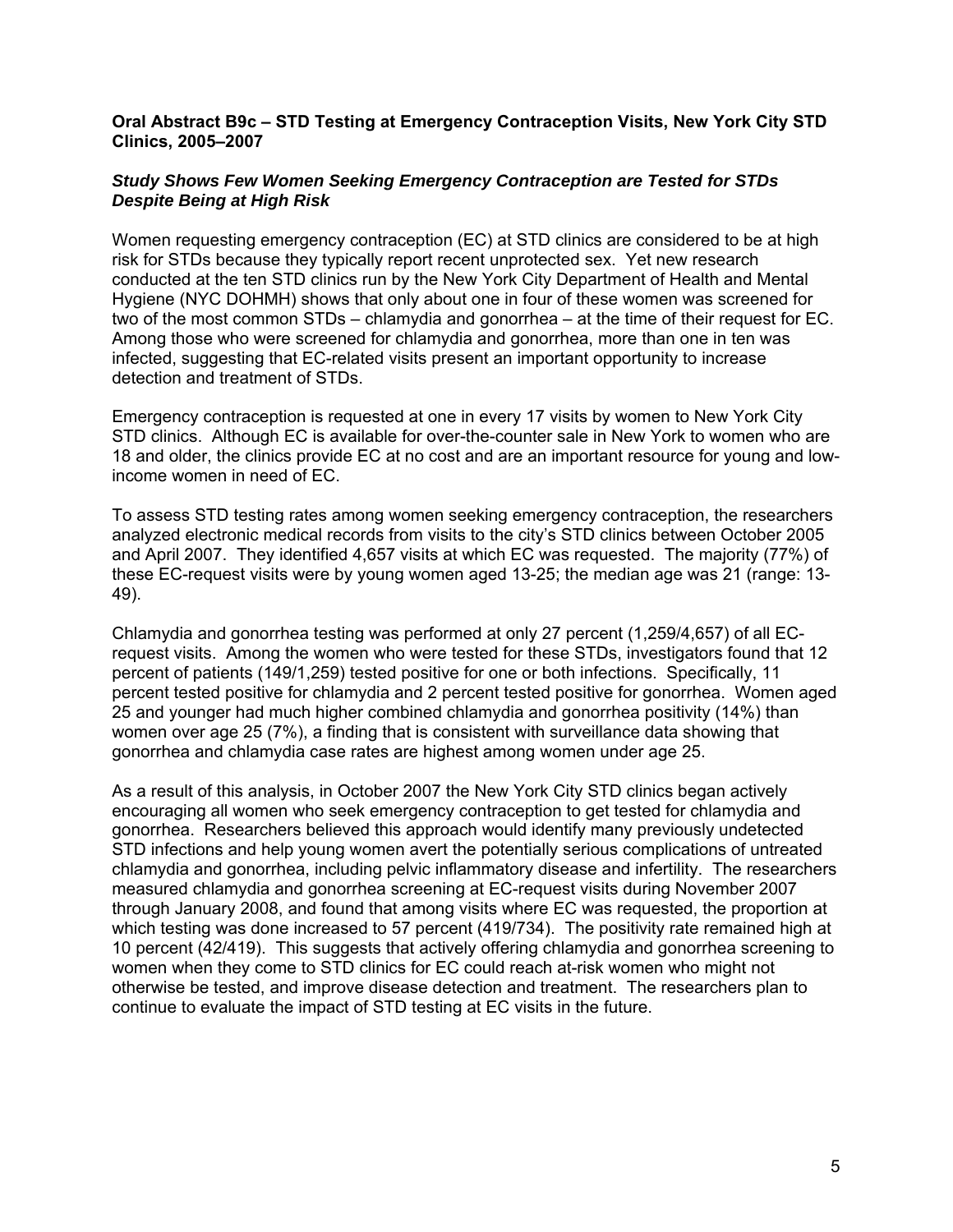**Oral Abstract B9c – STD Testing at Emergency Contraception Visits, New York City STD Clinics, 2005–2007**

***Study Shows Few Women Seeking Emergency Contraception are Tested for STDs Despite Being at High Risk***

Women requesting emergency contraception (EC) at STD clinics are considered to be at high risk for STDs because they typically report recent unprotected sex. Yet new research conducted at the ten STD clinics run by the New York City Department of Health and Mental Hygiene (NYC DOHMH) shows that only about one in four of these women was screened for two of the most common STDs – chlamydia and gonorrhea – at the time of their request for EC. Among those who were screened for chlamydia and gonorrhea, more than one in ten was infected, suggesting that EC-related visits present an important opportunity to increase detection and treatment of STDs.

Emergency contraception is requested at one in every 17 visits by women to New York City STD clinics. Although EC is available for over-the-counter sale in New York to women who are 18 and older, the clinics provide EC at no cost and are an important resource for young and low-income women in need of EC.

To assess STD testing rates among women seeking emergency contraception, the researchers analyzed electronic medical records from visits to the city's STD clinics between October 2005 and April 2007. They identified 4,657 visits at which EC was requested. The majority (77%) of these EC-request visits were by young women aged 13-25; the median age was 21 (range: 13-49).

Chlamydia and gonorrhea testing was performed at only 27 percent (1,259/4,657) of all EC-request visits. Among the women who were tested for these STDs, investigators found that 12 percent of patients (149/1,259) tested positive for one or both infections. Specifically, 11 percent tested positive for chlamydia and 2 percent tested positive for gonorrhea. Women aged 25 and younger had much higher combined chlamydia and gonorrhea positivity (14%) than women over age 25 (7%), a finding that is consistent with surveillance data showing that gonorrhea and chlamydia case rates are highest among women under age 25.

As a result of this analysis, in October 2007 the New York City STD clinics began actively encouraging all women who seek emergency contraception to get tested for chlamydia and gonorrhea. Researchers believed this approach would identify many previously undetected STD infections and help young women avert the potentially serious complications of untreated chlamydia and gonorrhea, including pelvic inflammatory disease and infertility. The researchers measured chlamydia and gonorrhea screening at EC-request visits during November 2007 through January 2008, and found that among visits where EC was requested, the proportion at which testing was done increased to 57 percent (419/734). The positivity rate remained high at 10 percent (42/419). This suggests that actively offering chlamydia and gonorrhea screening to women when they come to STD clinics for EC could reach at-risk women who might not otherwise be tested, and improve disease detection and treatment. The researchers plan to continue to evaluate the impact of STD testing at EC visits in the future.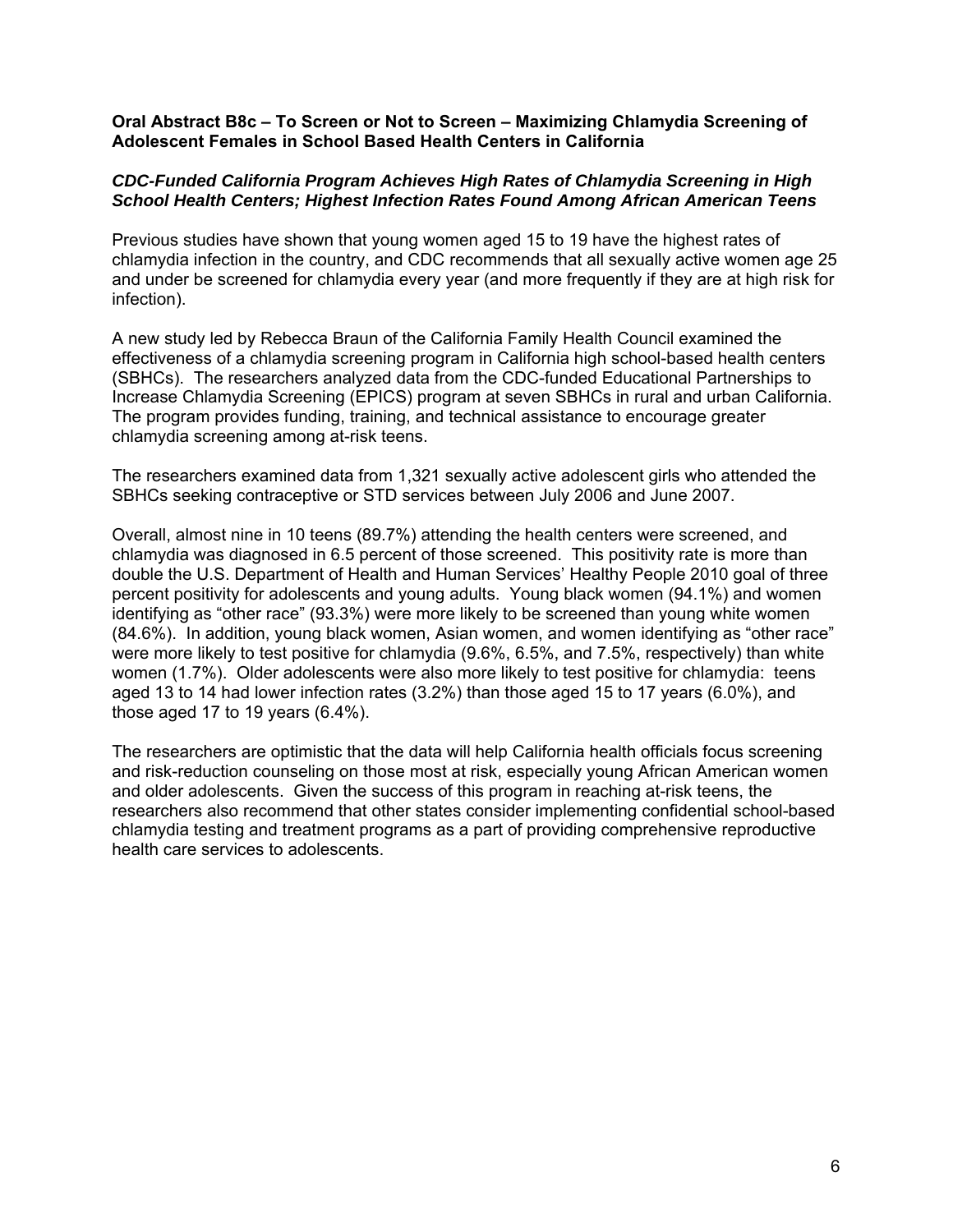**Oral Abstract B8c – To Screen or Not to Screen – Maximizing Chlamydia Screening of Adolescent Females in School Based Health Centers in California**

***CDC-Funded California Program Achieves High Rates of Chlamydia Screening in High School Health Centers; Highest Infection Rates Found Among African American Teens***

Previous studies have shown that young women aged 15 to 19 have the highest rates of chlamydia infection in the country, and CDC recommends that all sexually active women age 25 and under be screened for chlamydia every year (and more frequently if they are at high risk for infection).

A new study led by Rebecca Braun of the California Family Health Council examined the effectiveness of a chlamydia screening program in California high school-based health centers (SBHCs). The researchers analyzed data from the CDC-funded Educational Partnerships to Increase Chlamydia Screening (EPICS) program at seven SBHCs in rural and urban California. The program provides funding, training, and technical assistance to encourage greater chlamydia screening among at-risk teens.

The researchers examined data from 1,321 sexually active adolescent girls who attended the SBHCs seeking contraceptive or STD services between July 2006 and June 2007.

Overall, almost nine in 10 teens (89.7%) attending the health centers were screened, and chlamydia was diagnosed in 6.5 percent of those screened. This positivity rate is more than double the U.S. Department of Health and Human Services' Healthy People 2010 goal of three percent positivity for adolescents and young adults. Young black women (94.1%) and women identifying as "other race" (93.3%) were more likely to be screened than young white women (84.6%). In addition, young black women, Asian women, and women identifying as "other race" were more likely to test positive for chlamydia (9.6%, 6.5%, and 7.5%, respectively) than white women (1.7%). Older adolescents were also more likely to test positive for chlamydia: teens aged 13 to 14 had lower infection rates (3.2%) than those aged 15 to 17 years (6.0%), and those aged 17 to 19 years (6.4%).

The researchers are optimistic that the data will help California health officials focus screening and risk-reduction counseling on those most at risk, especially young African American women and older adolescents. Given the success of this program in reaching at-risk teens, the researchers also recommend that other states consider implementing confidential school-based chlamydia testing and treatment programs as a part of providing comprehensive reproductive health care services to adolescents.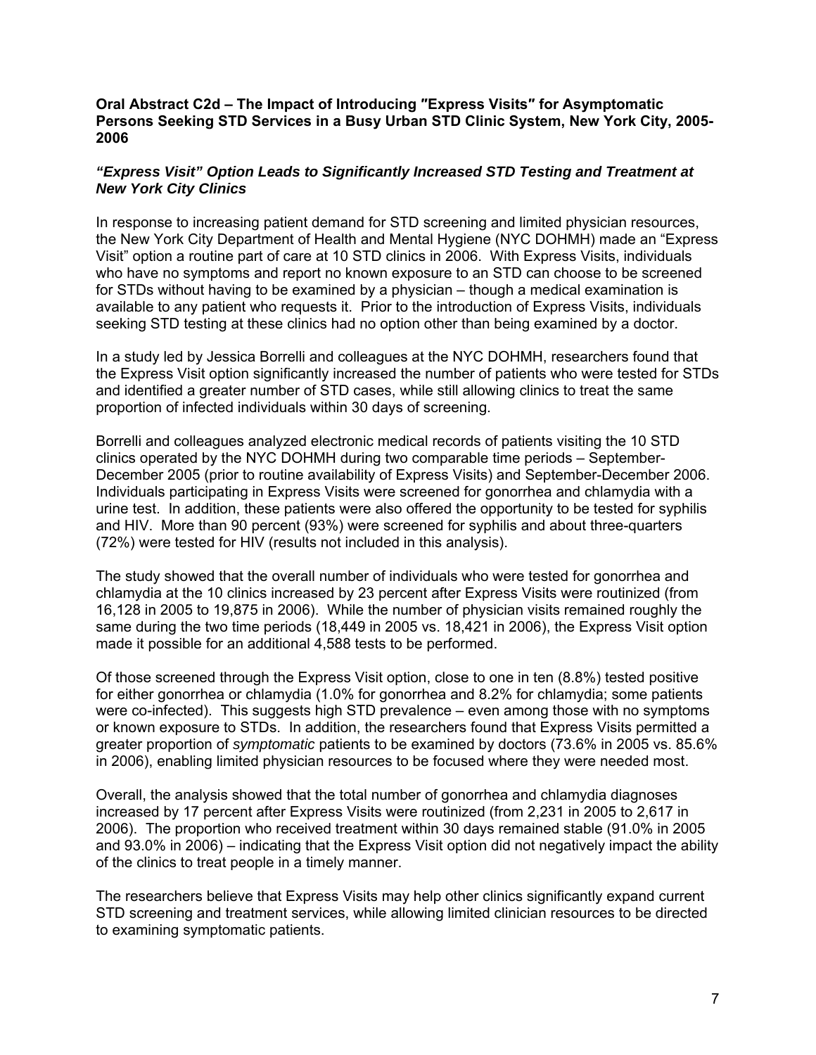**Oral Abstract C2d – The Impact of Introducing "Express Visits" for Asymptomatic Persons Seeking STD Services in a Busy Urban STD Clinic System, New York City, 2005-2006**

***"Express Visit" Option Leads to Significantly Increased STD Testing and Treatment at New York City Clinics***

In response to increasing patient demand for STD screening and limited physician resources, the New York City Department of Health and Mental Hygiene (NYC DOHMH) made an "Express Visit" option a routine part of care at 10 STD clinics in 2006. With Express Visits, individuals who have no symptoms and report no known exposure to an STD can choose to be screened for STDs without having to be examined by a physician – though a medical examination is available to any patient who requests it. Prior to the introduction of Express Visits, individuals seeking STD testing at these clinics had no option other than being examined by a doctor.

In a study led by Jessica Borrelli and colleagues at the NYC DOHMH, researchers found that the Express Visit option significantly increased the number of patients who were tested for STDs and identified a greater number of STD cases, while still allowing clinics to treat the same proportion of infected individuals within 30 days of screening.

Borrelli and colleagues analyzed electronic medical records of patients visiting the 10 STD clinics operated by the NYC DOHMH during two comparable time periods – September-December 2005 (prior to routine availability of Express Visits) and September-December 2006. Individuals participating in Express Visits were screened for gonorrhea and chlamydia with a urine test. In addition, these patients were also offered the opportunity to be tested for syphilis and HIV. More than 90 percent (93%) were screened for syphilis and about three-quarters (72%) were tested for HIV (results not included in this analysis).

The study showed that the overall number of individuals who were tested for gonorrhea and chlamydia at the 10 clinics increased by 23 percent after Express Visits were routinized (from 16,128 in 2005 to 19,875 in 2006). While the number of physician visits remained roughly the same during the two time periods (18,449 in 2005 vs. 18,421 in 2006), the Express Visit option made it possible for an additional 4,588 tests to be performed.

Of those screened through the Express Visit option, close to one in ten (8.8%) tested positive for either gonorrhea or chlamydia (1.0% for gonorrhea and 8.2% for chlamydia; some patients were co-infected). This suggests high STD prevalence – even among those with no symptoms or known exposure to STDs. In addition, the researchers found that Express Visits permitted a greater proportion of *symptomatic* patients to be examined by doctors (73.6% in 2005 vs. 85.6% in 2006), enabling limited physician resources to be focused where they were needed most.

Overall, the analysis showed that the total number of gonorrhea and chlamydia diagnoses increased by 17 percent after Express Visits were routinized (from 2,231 in 2005 to 2,617 in 2006). The proportion who received treatment within 30 days remained stable (91.0% in 2005 and 93.0% in 2006) – indicating that the Express Visit option did not negatively impact the ability of the clinics to treat people in a timely manner.

The researchers believe that Express Visits may help other clinics significantly expand current STD screening and treatment services, while allowing limited clinician resources to be directed to examining symptomatic patients.